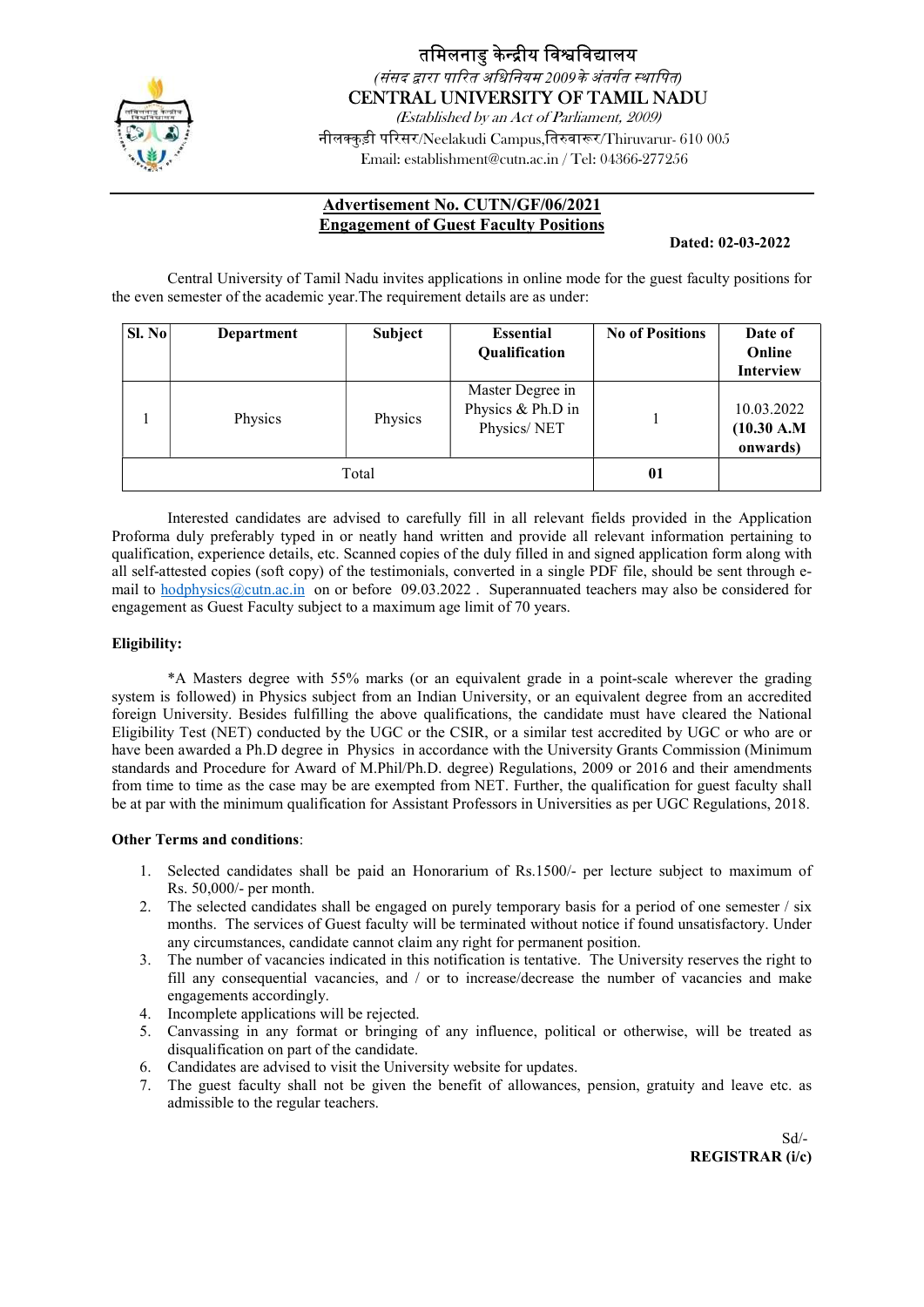# तमिलनाडु केन्द्रीय विश्वविद्यालय

*(संसद द्वारा पारित अधिनियम 2009 के अंतर्गत स्थापित)*

## CENTRAL UNIVERSITY OF TAMIL NADU

*(Established by an Act of Parliament, 2009)*

नीलक्कुडी परिसर/Neelakudi Campus,तिरुवारूर/Thiruvarur- 610 005

Email: establishment@cutn.ac.in / Tel: 04366-277256

---

**Advertisement No. CUTN/GF/06/2021**

**Engagement of Guest Faculty Positions**

**Dated: 02-03-2022**

Central University of Tamil Nadu invites applications in online mode for the guest faculty positions for the even semester of the academic year.The requirement details are as under:

| Sl. No | Department | Subject | Essential Qualification | No of Positions | Date of Online Interview |
|---|---|---|---|---|---|
| 1 | Physics | Physics | Master Degree in Physics & Ph.D in Physics/ NET | 1 | 10.03.2022 **(10.30 A.M onwards)** |
| Total | | | | **01** | |

Interested candidates are advised to carefully fill in all relevant fields provided in the Application Proforma duly preferably typed in or neatly hand written and provide all relevant information pertaining to qualification, experience details, etc. Scanned copies of the duly filled in and signed application form along with all self-attested copies (soft copy) of the testimonials, converted in a single PDF file, should be sent through e-mail to hodphysics@cutn.ac.in on or before 09.03.2022 . Superannuated teachers may also be considered for engagement as Guest Faculty subject to a maximum age limit of 70 years.

### Eligibility:

*A Masters degree with 55% marks (or an equivalent grade in a point-scale wherever the grading system is followed) in Physics subject from an Indian University, or an equivalent degree from an accredited foreign University. Besides fulfilling the above qualifications, the candidate must have cleared the National Eligibility Test (NET) conducted by the UGC or the CSIR, or a similar test accredited by UGC or who are or have been awarded a Ph.D degree in Physics in accordance with the University Grants Commission (Minimum standards and Procedure for Award of M.Phil/Ph.D. degree) Regulations, 2009 or 2016 and their amendments from time to time as the case may be are exempted from NET. Further, the qualification for guest faculty shall be at par with the minimum qualification for Assistant Professors in Universities as per UGC Regulations, 2018.

### Other Terms and conditions:

1. Selected candidates shall be paid an Honorarium of Rs.1500/- per lecture subject to maximum of Rs. 50,000/- per month.
2. The selected candidates shall be engaged on purely temporary basis for a period of one semester / six months. The services of Guest faculty will be terminated without notice if found unsatisfactory. Under any circumstances, candidate cannot claim any right for permanent position.
3. The number of vacancies indicated in this notification is tentative. The University reserves the right to fill any consequential vacancies, and / or to increase/decrease the number of vacancies and make engagements accordingly.
4. Incomplete applications will be rejected.
5. Canvassing in any format or bringing of any influence, political or otherwise, will be treated as disqualification on part of the candidate.
6. Candidates are advised to visit the University website for updates.
7. The guest faculty shall not be given the benefit of allowances, pension, gratuity and leave etc. as admissible to the regular teachers.

Sd/-

**REGISTRAR (i/c)**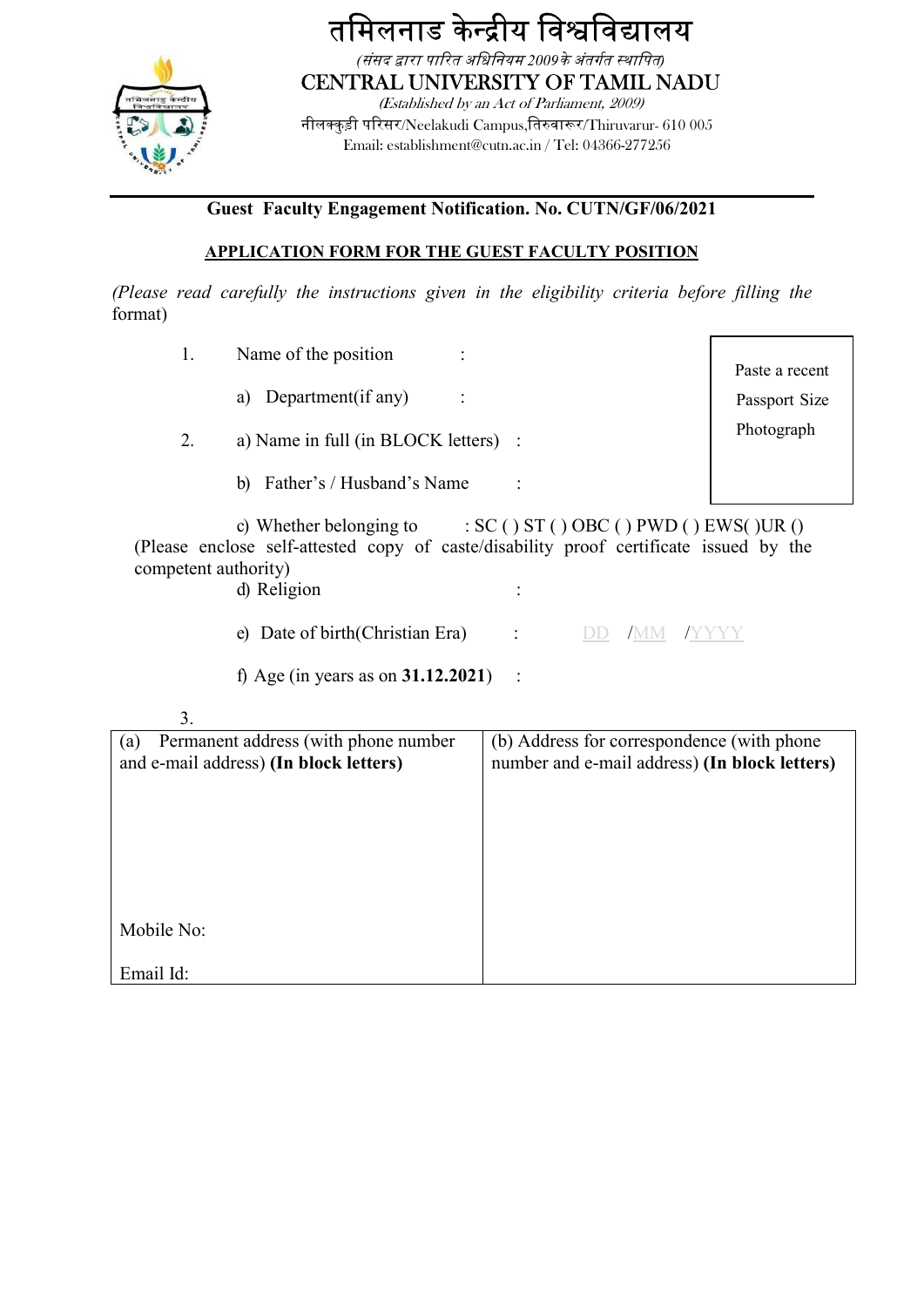# तमिलनाड केन्द्रीय विश्वविद्यालय

*(संसद द्वारा पारित अधिनियम 2009 के अंतर्गत स्थापित)*

CENTRAL UNIVERSITY OF TAMIL NADU

*(Established by an Act of Parliament, 2009)*

नीलक्कुडी परिसर/Neelakudi Campus,तिरुवारूर/Thiruvarur- 610 005

Email: establishment@cutn.ac.in / Tel: 04366-277256

---

**Guest Faculty Engagement Notification. No. CUTN/GF/06/2021**

**APPLICATION FORM FOR THE GUEST FACULTY POSITION**

*(Please read carefully the instructions given in the eligibility criteria before filling the* format)

Paste a recent Passport Size Photograph

1. Name of the position :

   a) Department(if any) :

2. a) Name in full (in BLOCK letters) :

   b) Father's / Husband's Name :

   c) Whether belonging to : SC ( ) ST ( ) OBC ( ) PWD ( ) EWS( )UR ()

   (Please enclose self-attested copy of caste/disability proof certificate issued by the competent authority)

   d) Religion :

   e) Date of birth(Christian Era) : DD /MM /YYYY

   f) Age (in years as on **31.12.2021**) :

3.

| (a) Permanent address (with phone number and e-mail address) **(In block letters)** | (b) Address for correspondence (with phone number and e-mail address) **(In block letters)** |
|---|---|
| <br><br><br>Mobile No:<br><br>Email Id: | |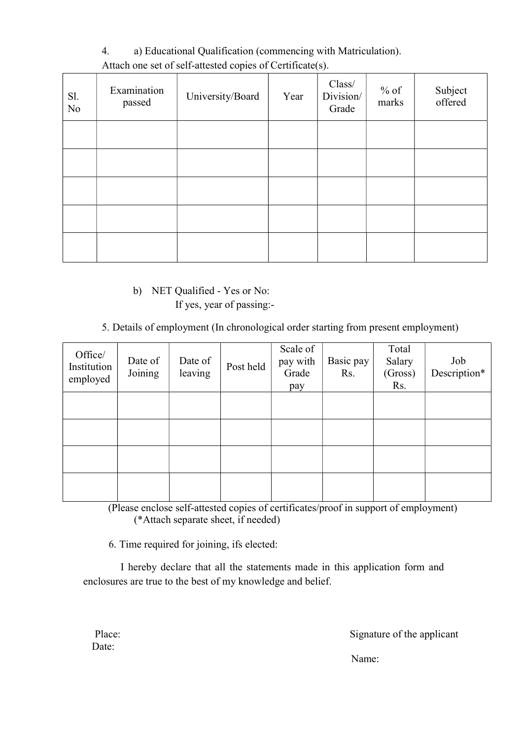4. a) Educational Qualification (commencing with Matriculation).
Attach one set of self-attested copies of Certificate(s).

| Sl. No | Examination passed | University/Board | Year | Class/ Division/ Grade | % of marks | Subject offered |
|---|---|---|---|---|---|---|
| | | | | | | |
| | | | | | | |
| | | | | | | |
| | | | | | | |
| | | | | | | |

b) NET Qualified - Yes or No:
If yes, year of passing:-

5. Details of employment (In chronological order starting from present employment)

| Office/ Institution employed | Date of Joining | Date of leaving | Post held | Scale of pay with Grade pay | Basic pay Rs. | Total Salary (Gross) Rs. | Job Description* |
|---|---|---|---|---|---|---|---|
| | | | | | | | |
| | | | | | | | |
| | | | | | | | |
| | | | | | | | |

(Please enclose self-attested copies of certificates/proof in support of employment)
(*Attach separate sheet, if needed)

6. Time required for joining, ifs elected:

I hereby declare that all the statements made in this application form and enclosures are true to the best of my knowledge and belief.

Place:
Date:

Signature of the applicant

Name: